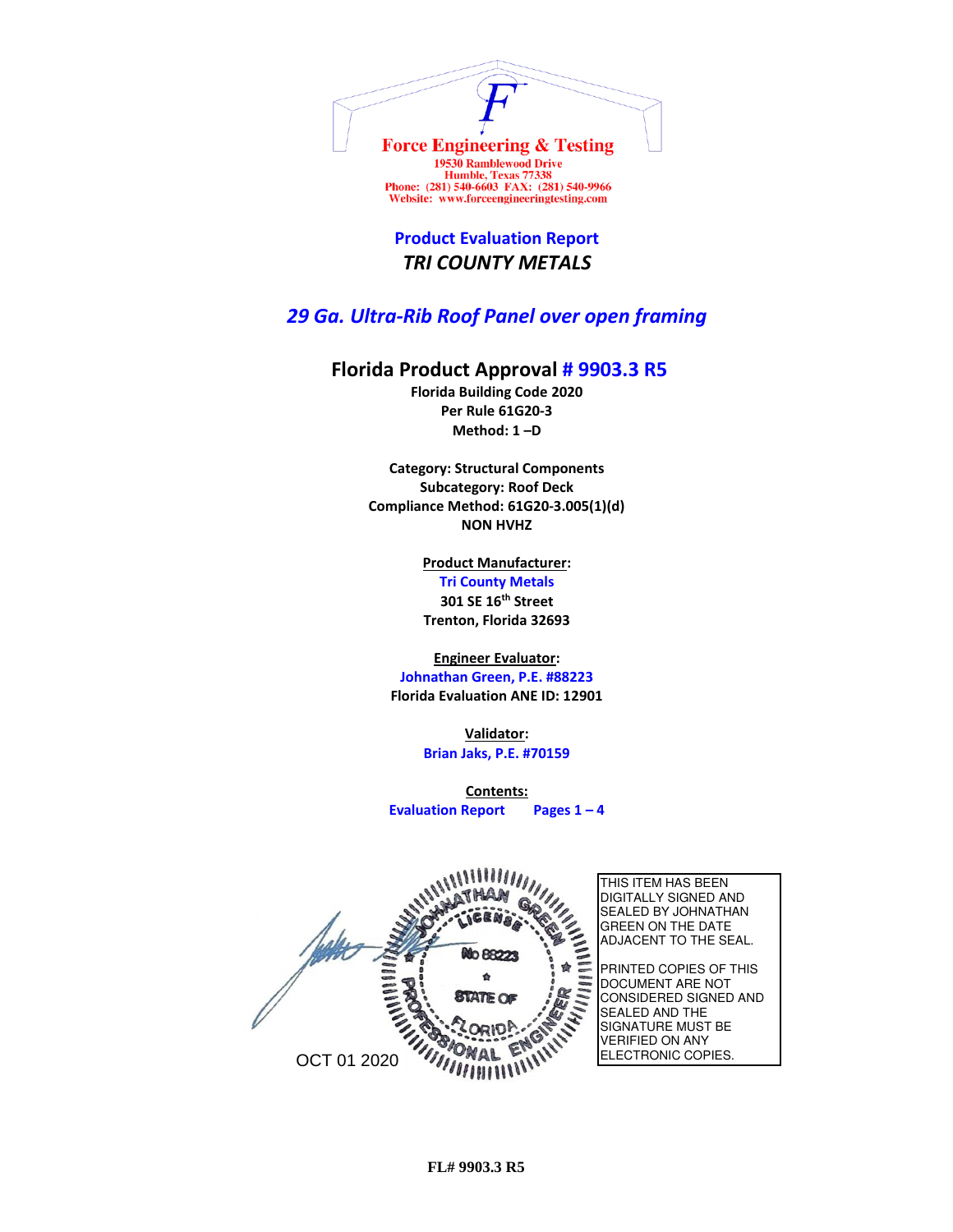**Force Engineering & Testing**
19530 Ramblewood Drive
Humble, Texas 77338
Phone: (281) 540-6603 FAX: (281) 540-9966
Website: www.forceengineeringtesting.com

# Product Evaluation Report

## *TRI COUNTY METALS*

## *29 Ga. Ultra-Rib Roof Panel over open framing*

## Florida Product Approval # 9903.3 R5

**Florida Building Code 2020**
**Per Rule 61G20-3**
**Method: 1 –D**

**Category: Structural Components**
**Subcategory: Roof Deck**
**Compliance Method: 61G20-3.005(1)(d)**
**NON HVHZ**

**Product Manufacturer:**
**Tri County Metals**
**301 SE 16th Street**
**Trenton, Florida 32693**

**Engineer Evaluator:**
**Johnathan Green, P.E. #88223**
**Florida Evaluation ANE ID: 12901**

**Validator:**
**Brian Jaks, P.E. #70159**

**Contents:**
**Evaluation Report Pages 1 – 4**

JOHNATHAN GREEN
LICENSE
No 88223
STATE OF
FLORIDA
PROFESSIONAL ENGINEER

OCT 01 2020

THIS ITEM HAS BEEN DIGITALLY SIGNED AND SEALED BY JOHNATHAN GREEN ON THE DATE ADJACENT TO THE SEAL.

PRINTED COPIES OF THIS DOCUMENT ARE NOT CONSIDERED SIGNED AND SEALED AND THE SIGNATURE MUST BE VERIFIED ON ANY ELECTRONIC COPIES.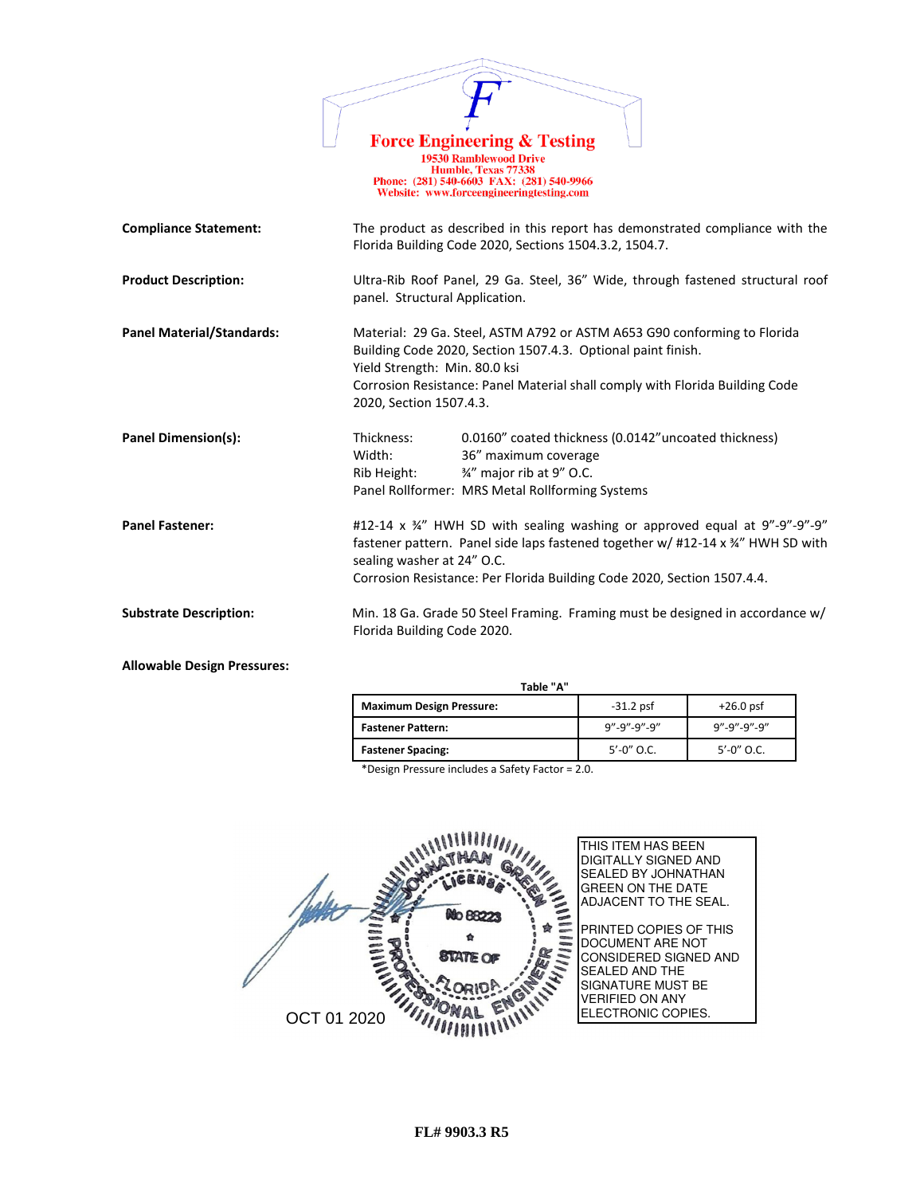**Force Engineering & Testing**
19530 Ramblewood Drive
Humble, Texas 77338
Phone: (281) 540-6603 FAX: (281) 540-9966
Website: www.forceengineeringtesting.com

**Compliance Statement:** The product as described in this report has demonstrated compliance with the Florida Building Code 2020, Sections 1504.3.2, 1504.7.

**Product Description:** Ultra-Rib Roof Panel, 29 Ga. Steel, 36" Wide, through fastened structural roof panel. Structural Application.

**Panel Material/Standards:** Material: 29 Ga. Steel, ASTM A792 or ASTM A653 G90 conforming to Florida Building Code 2020, Section 1507.4.3. Optional paint finish.
Yield Strength: Min. 80.0 ksi
Corrosion Resistance: Panel Material shall comply with Florida Building Code 2020, Section 1507.4.3.

**Panel Dimension(s):**
Thickness: 0.0160" coated thickness (0.0142" uncoated thickness)
Width: 36" maximum coverage
Rib Height: ¾" major rib at 9" O.C.
Panel Rollformer: MRS Metal Rollforming Systems

**Panel Fastener:** #12-14 x ¾" HWH SD with sealing washing or approved equal at 9"-9"-9"-9" fastener pattern. Panel side laps fastened together w/ #12-14 x ¾" HWH SD with sealing washer at 24" O.C.
Corrosion Resistance: Per Florida Building Code 2020, Section 1507.4.4.

**Substrate Description:** Min. 18 Ga. Grade 50 Steel Framing. Framing must be designed in accordance w/ Florida Building Code 2020.

**Allowable Design Pressures:**

**Table "A"**

| **Maximum Design Pressure:** | -31.2 psf | +26.0 psf |
|---|---|---|
| **Fastener Pattern:** | 9"-9"-9"-9" | 9"-9"-9"-9" |
| **Fastener Spacing:** | 5'-0" O.C. | 5'-0" O.C. |

*Design Pressure includes a Safety Factor = 2.0.

JOHNATHAN GREEN LICENSE No 88223 STATE OF FLORIDA PROFESSIONAL ENGINEER

OCT 01 2020

THIS ITEM HAS BEEN DIGITALLY SIGNED AND SEALED BY JOHNATHAN GREEN ON THE DATE ADJACENT TO THE SEAL.

PRINTED COPIES OF THIS DOCUMENT ARE NOT CONSIDERED SIGNED AND SEALED AND THE SIGNATURE MUST BE VERIFIED ON ANY ELECTRONIC COPIES.

**FL# 9903.3 R5**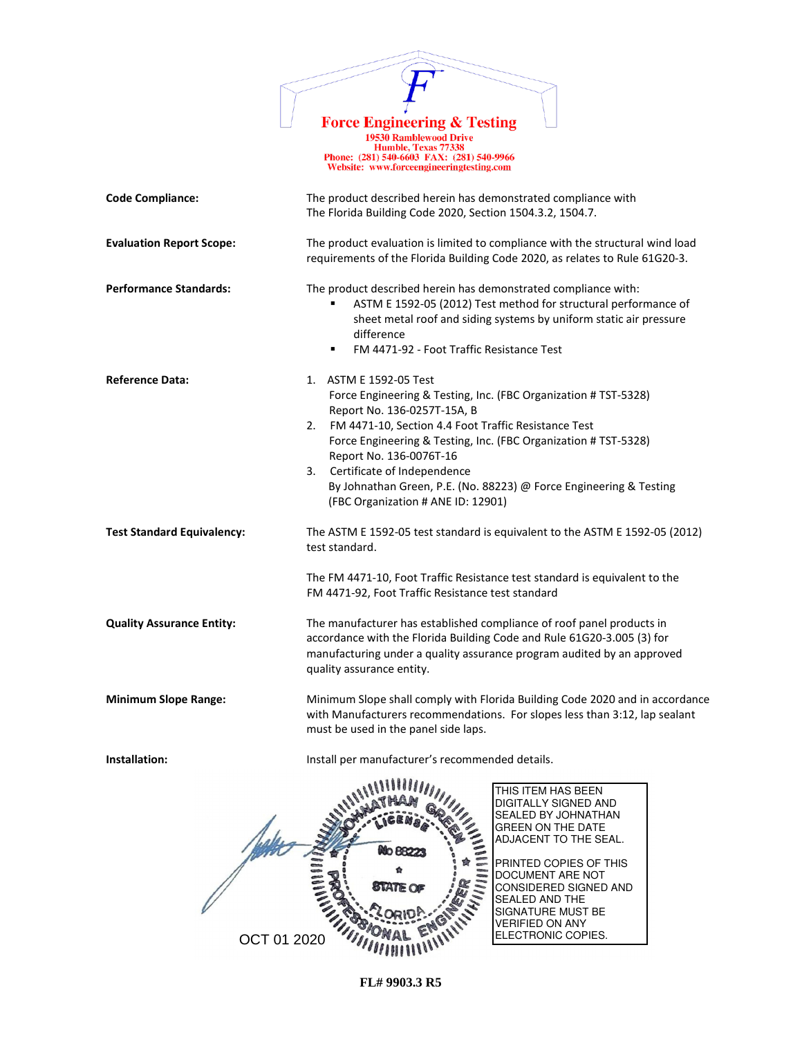**Force Engineering & Testing**
19530 Ramblewood Drive
Humble, Texas 77338
Phone: (281) 540-6603 FAX: (281) 540-9966
Website: www.forceengineeringtesting.com

**Code Compliance:** The product described herein has demonstrated compliance with The Florida Building Code 2020, Section 1504.3.2, 1504.7.

**Evaluation Report Scope:** The product evaluation is limited to compliance with the structural wind load requirements of the Florida Building Code 2020, as relates to Rule 61G20-3.

**Performance Standards:** The product described herein has demonstrated compliance with:

- ASTM E 1592-05 (2012) Test method for structural performance of sheet metal roof and siding systems by uniform static air pressure difference
- FM 4471-92 - Foot Traffic Resistance Test

**Reference Data:**

1. ASTM E 1592-05 Test
   Force Engineering & Testing, Inc. (FBC Organization # TST-5328)
   Report No. 136-0257T-15A, B
2. FM 4471-10, Section 4.4 Foot Traffic Resistance Test
   Force Engineering & Testing, Inc. (FBC Organization # TST-5328)
   Report No. 136-0076T-16
3. Certificate of Independence
   By Johnathan Green, P.E. (No. 88223) @ Force Engineering & Testing
   (FBC Organization # ANE ID: 12901)

**Test Standard Equivalency:** The ASTM E 1592-05 test standard is equivalent to the ASTM E 1592-05 (2012) test standard.

The FM 4471-10, Foot Traffic Resistance test standard is equivalent to the FM 4471-92, Foot Traffic Resistance test standard

**Quality Assurance Entity:** The manufacturer has established compliance of roof panel products in accordance with the Florida Building Code and Rule 61G20-3.005 (3) for manufacturing under a quality assurance program audited by an approved quality assurance entity.

**Minimum Slope Range:** Minimum Slope shall comply with Florida Building Code 2020 and in accordance with Manufacturers recommendations. For slopes less than 3:12, lap sealant must be used in the panel side laps.

**Installation:** Install per manufacturer's recommended details.

JOHNATHAN GREEN LICENSE No 88223 STATE OF FLORIDA PROFESSIONAL ENGINEER

OCT 01 2020

THIS ITEM HAS BEEN DIGITALLY SIGNED AND SEALED BY JOHNATHAN GREEN ON THE DATE ADJACENT TO THE SEAL.

PRINTED COPIES OF THIS DOCUMENT ARE NOT CONSIDERED SIGNED AND SEALED AND THE SIGNATURE MUST BE VERIFIED ON ANY ELECTRONIC COPIES.

**FL# 9903.3 R5**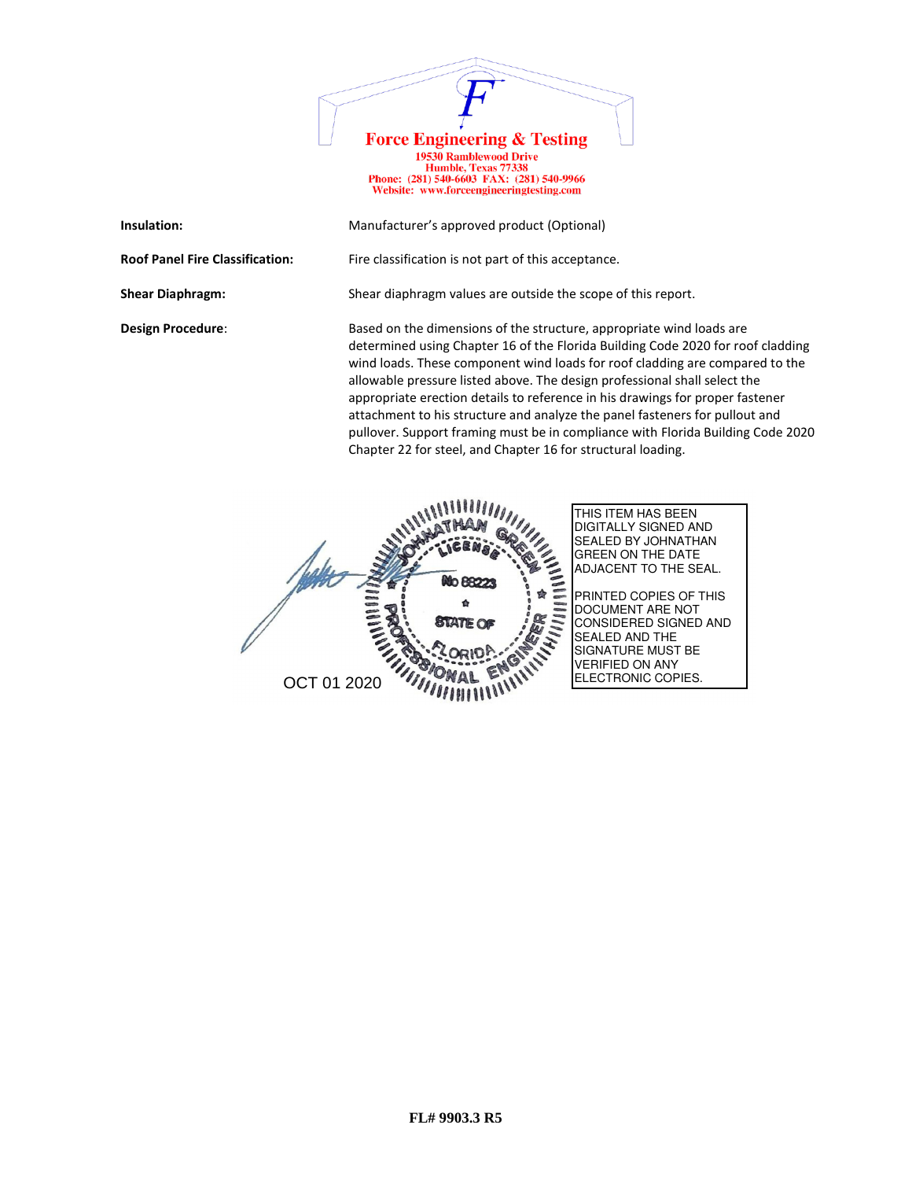**Force Engineering & Testing**
19530 Ramblewood Drive
Humble, Texas 77338
Phone: (281) 540-6603 FAX: (281) 540-9966
Website: www.forceengineeringtesting.com

| | |
|---|---|
| **Insulation:** | Manufacturer's approved product (Optional) |
| **Roof Panel Fire Classification:** | Fire classification is not part of this acceptance. |
| **Shear Diaphragm:** | Shear diaphragm values are outside the scope of this report. |
| **Design Procedure**: | Based on the dimensions of the structure, appropriate wind loads are determined using Chapter 16 of the Florida Building Code 2020 for roof cladding wind loads. These component wind loads for roof cladding are compared to the allowable pressure listed above. The design professional shall select the appropriate erection details to reference in his drawings for proper fastener attachment to his structure and analyze the panel fasteners for pullout and pullover. Support framing must be in compliance with Florida Building Code 2020 Chapter 22 for steel, and Chapter 16 for structural loading. |

JOHNATHAN GREEN
LICENSE
No 88223
STATE OF FLORIDA
PROFESSIONAL ENGINEER

OCT 01 2020

THIS ITEM HAS BEEN DIGITALLY SIGNED AND SEALED BY JOHNATHAN GREEN ON THE DATE ADJACENT TO THE SEAL.

PRINTED COPIES OF THIS DOCUMENT ARE NOT CONSIDERED SIGNED AND SEALED AND THE SIGNATURE MUST BE VERIFIED ON ANY ELECTRONIC COPIES.

**FL# 9903.3 R5**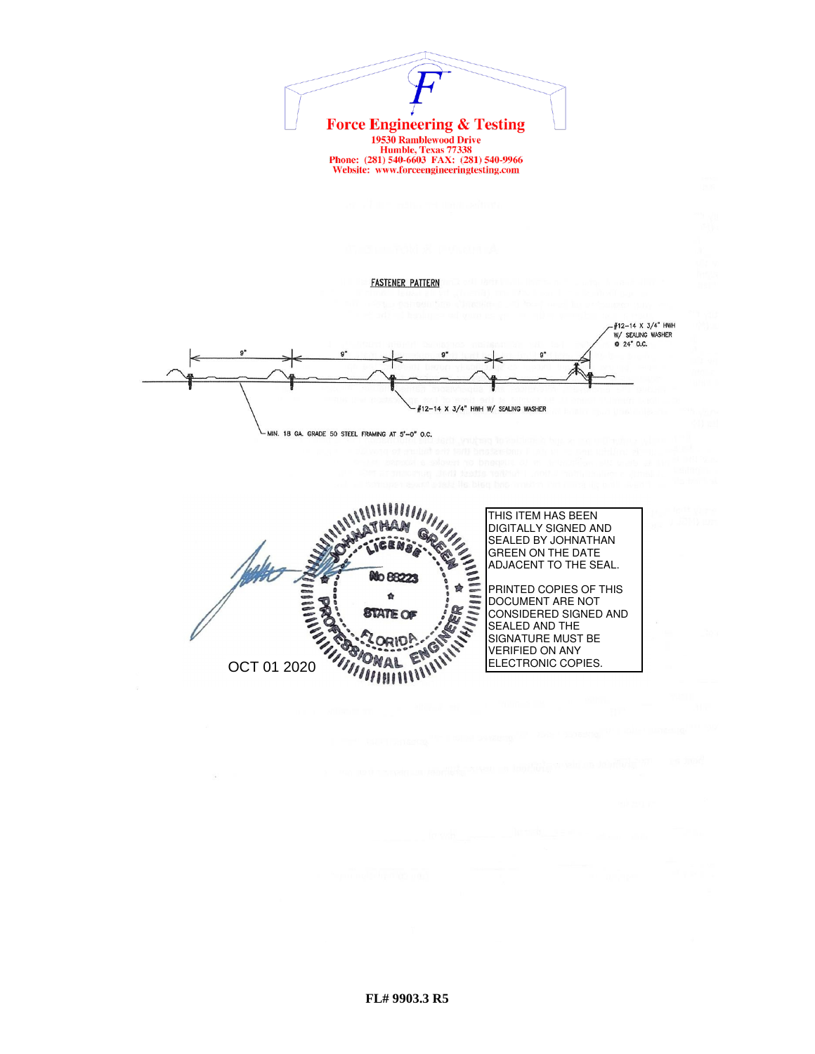**Force Engineering & Testing**
**19530 Ramblewood Drive**
**Humble, Texas 77338**
**Phone: (281) 540-6603 FAX: (281) 540-9966**
**Website: www.forceengineeringtesting.com**

FASTENER PATTERN

9" 9" 9" 9"

#12-14 X 3/4" HWH W/ SEALING WASHER @ 24" O.C.

#12-14 X 3/4" HWH W/ SEALING WASHER

MIN. 18 GA. GRADE 50 STEEL FRAMING AT 5'-0" O.C.

JOHNATHAN GREEN LICENSE No 88223 STATE OF FLORIDA PROFESSIONAL ENGINEER

OCT 01 2020

THIS ITEM HAS BEEN DIGITALLY SIGNED AND SEALED BY JOHNATHAN GREEN ON THE DATE ADJACENT TO THE SEAL.

PRINTED COPIES OF THIS DOCUMENT ARE NOT CONSIDERED SIGNED AND SEALED AND THE SIGNATURE MUST BE VERIFIED ON ANY ELECTRONIC COPIES.

**FL# 9903.3 R5**